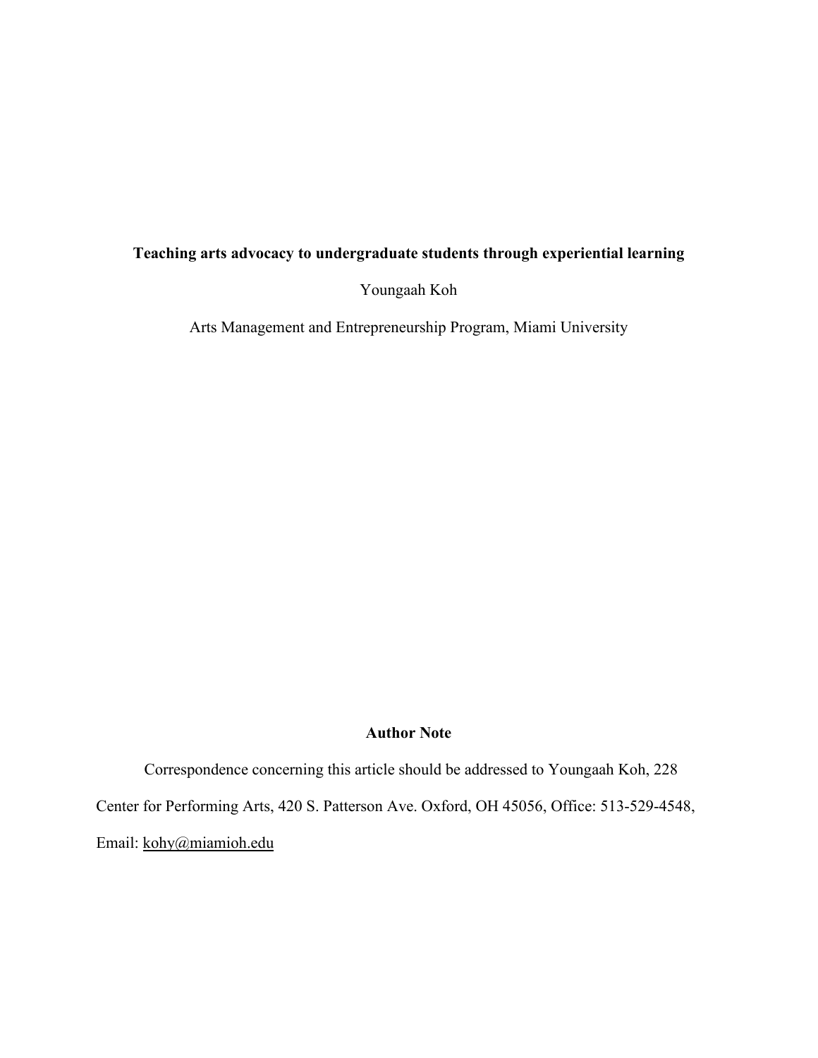# Teaching arts advocacy to undergraduate students through experiential learning

Youngaah Koh

Arts Management and Entrepreneurship Program, Miami University

## Author Note

Correspondence concerning this article should be addressed to Youngaah Koh, 228 Center for Performing Arts, 420 S. Patterson Ave. Oxford, OH 45056, Office: 513-529-4548, Email: kohy@miamioh.edu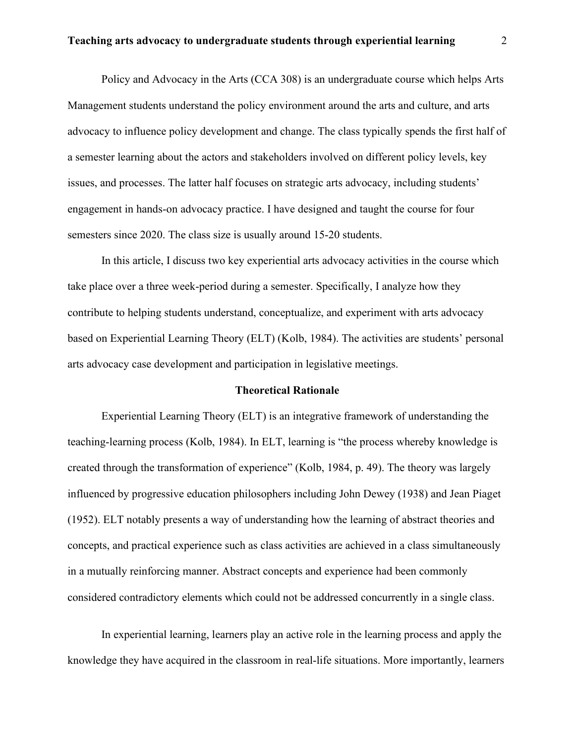Policy and Advocacy in the Arts (CCA 308) is an undergraduate course which helps Arts Management students understand the policy environment around the arts and culture, and arts advocacy to influence policy development and change. The class typically spends the first half of a semester learning about the actors and stakeholders involved on different policy levels, key issues, and processes. The latter half focuses on strategic arts advocacy, including students' engagement in hands-on advocacy practice. I have designed and taught the course for four semesters since 2020. The class size is usually around 15-20 students.

In this article, I discuss two key experiential arts advocacy activities in the course which take place over a three week-period during a semester. Specifically, I analyze how they contribute to helping students understand, conceptualize, and experiment with arts advocacy based on Experiential Learning Theory (ELT) (Kolb, 1984). The activities are students' personal arts advocacy case development and participation in legislative meetings.

## Theoretical Rationale

Experiential Learning Theory (ELT) is an integrative framework of understanding the teaching-learning process (Kolb, 1984). In ELT, learning is "the process whereby knowledge is created through the transformation of experience" (Kolb, 1984, p. 49). The theory was largely influenced by progressive education philosophers including John Dewey (1938) and Jean Piaget (1952). ELT notably presents a way of understanding how the learning of abstract theories and concepts, and practical experience such as class activities are achieved in a class simultaneously in a mutually reinforcing manner. Abstract concepts and experience had been commonly considered contradictory elements which could not be addressed concurrently in a single class.

In experiential learning, learners play an active role in the learning process and apply the knowledge they have acquired in the classroom in real-life situations. More importantly, learners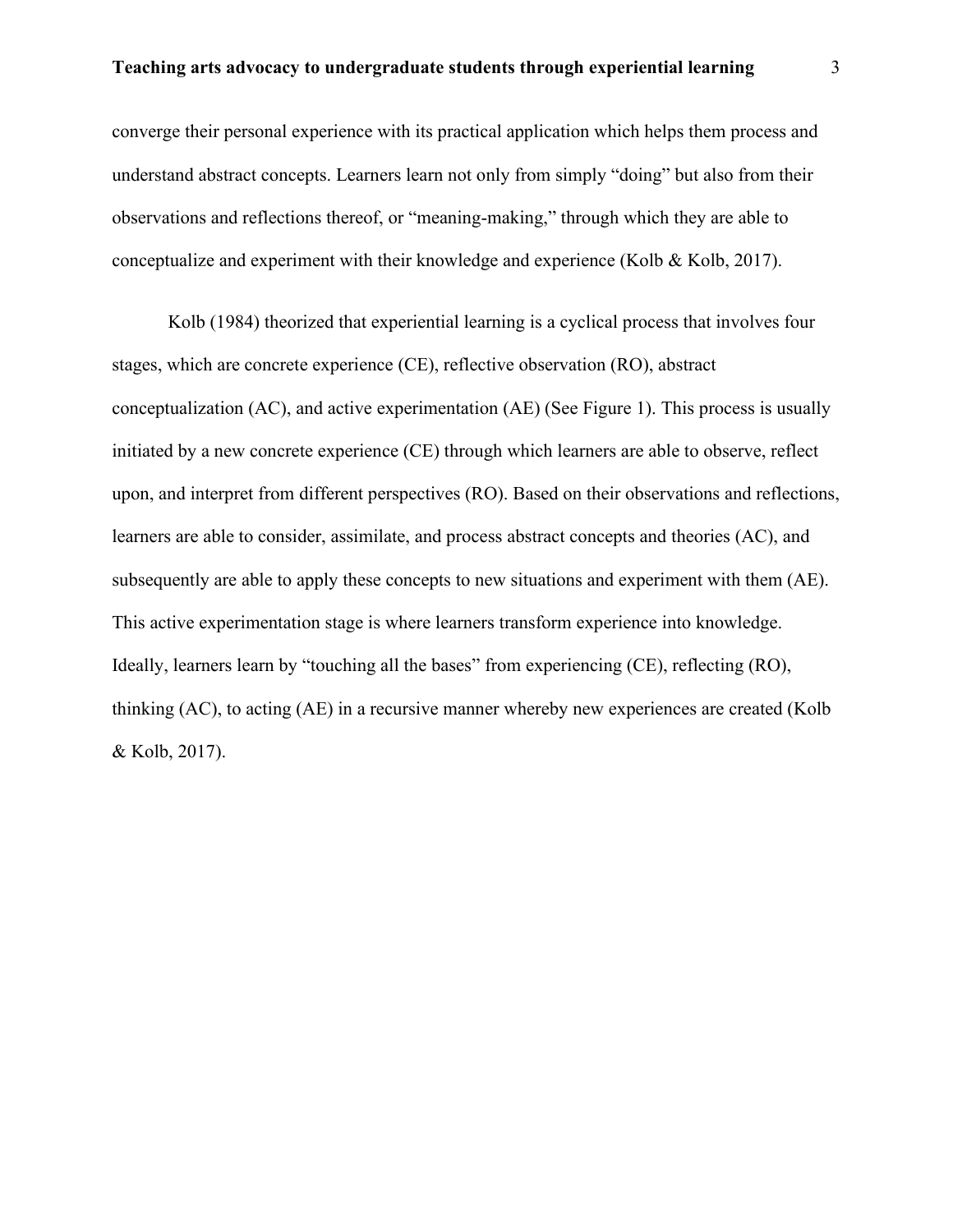converge their personal experience with its practical application which helps them process and understand abstract concepts. Learners learn not only from simply "doing" but also from their observations and reflections thereof, or "meaning-making," through which they are able to conceptualize and experiment with their knowledge and experience (Kolb & Kolb, 2017).

Kolb (1984) theorized that experiential learning is a cyclical process that involves four stages, which are concrete experience (CE), reflective observation (RO), abstract conceptualization (AC), and active experimentation (AE) (See Figure 1). This process is usually initiated by a new concrete experience (CE) through which learners are able to observe, reflect upon, and interpret from different perspectives (RO). Based on their observations and reflections, learners are able to consider, assimilate, and process abstract concepts and theories (AC), and subsequently are able to apply these concepts to new situations and experiment with them (AE). This active experimentation stage is where learners transform experience into knowledge. Ideally, learners learn by "touching all the bases" from experiencing (CE), reflecting (RO), thinking (AC), to acting (AE) in a recursive manner whereby new experiences are created (Kolb & Kolb, 2017).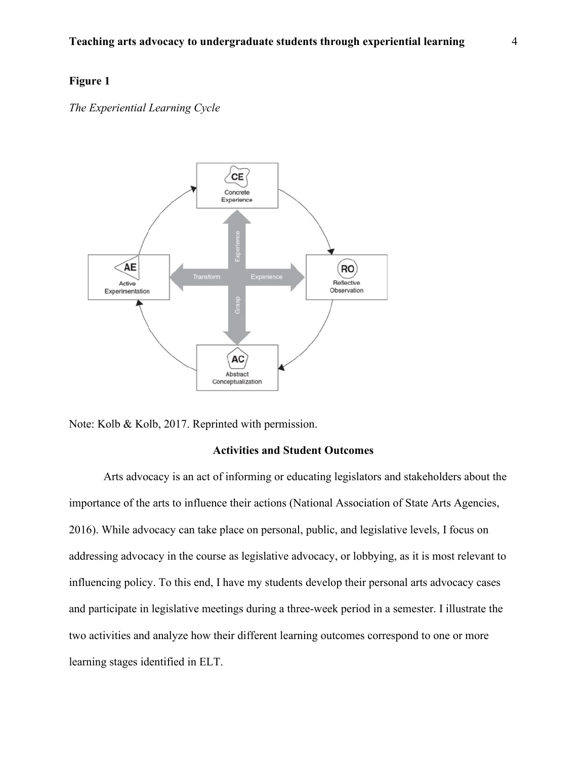**Figure 1**

*The Experiential Learning Cycle*

Note: Kolb & Kolb, 2017. Reprinted with permission.

## Activities and Student Outcomes

Arts advocacy is an act of informing or educating legislators and stakeholders about the importance of the arts to influence their actions (National Association of State Arts Agencies, 2016). While advocacy can take place on personal, public, and legislative levels, I focus on addressing advocacy in the course as legislative advocacy, or lobbying, as it is most relevant to influencing policy. To this end, I have my students develop their personal arts advocacy cases and participate in legislative meetings during a three-week period in a semester. I illustrate the two activities and analyze how their different learning outcomes correspond to one or more learning stages identified in ELT.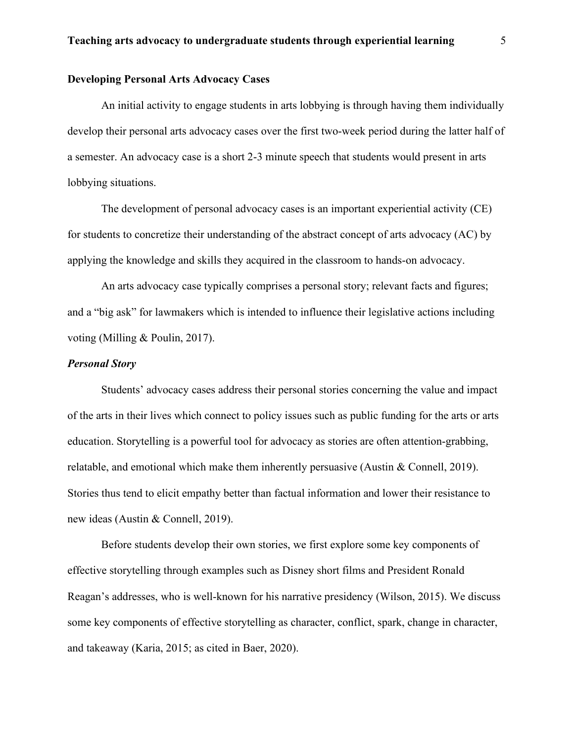**Developing Personal Arts Advocacy Cases**

An initial activity to engage students in arts lobbying is through having them individually develop their personal arts advocacy cases over the first two-week period during the latter half of a semester. An advocacy case is a short 2-3 minute speech that students would present in arts lobbying situations.

The development of personal advocacy cases is an important experiential activity (CE) for students to concretize their understanding of the abstract concept of arts advocacy (AC) by applying the knowledge and skills they acquired in the classroom to hands-on advocacy.

An arts advocacy case typically comprises a personal story; relevant facts and figures; and a "big ask" for lawmakers which is intended to influence their legislative actions including voting (Milling & Poulin, 2017).

***Personal Story***

Students' advocacy cases address their personal stories concerning the value and impact of the arts in their lives which connect to policy issues such as public funding for the arts or arts education. Storytelling is a powerful tool for advocacy as stories are often attention-grabbing, relatable, and emotional which make them inherently persuasive (Austin & Connell, 2019). Stories thus tend to elicit empathy better than factual information and lower their resistance to new ideas (Austin & Connell, 2019).

Before students develop their own stories, we first explore some key components of effective storytelling through examples such as Disney short films and President Ronald Reagan's addresses, who is well-known for his narrative presidency (Wilson, 2015). We discuss some key components of effective storytelling as character, conflict, spark, change in character, and takeaway (Karia, 2015; as cited in Baer, 2020).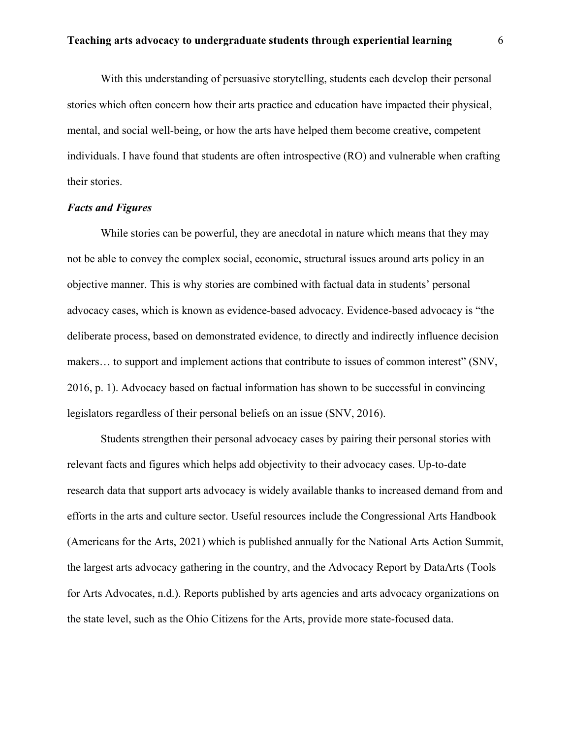With this understanding of persuasive storytelling, students each develop their personal stories which often concern how their arts practice and education have impacted their physical, mental, and social well-being, or how the arts have helped them become creative, competent individuals. I have found that students are often introspective (RO) and vulnerable when crafting their stories.

### *Facts and Figures*

While stories can be powerful, they are anecdotal in nature which means that they may not be able to convey the complex social, economic, structural issues around arts policy in an objective manner. This is why stories are combined with factual data in students' personal advocacy cases, which is known as evidence-based advocacy. Evidence-based advocacy is "the deliberate process, based on demonstrated evidence, to directly and indirectly influence decision makers… to support and implement actions that contribute to issues of common interest" (SNV, 2016, p. 1). Advocacy based on factual information has shown to be successful in convincing legislators regardless of their personal beliefs on an issue (SNV, 2016).

Students strengthen their personal advocacy cases by pairing their personal stories with relevant facts and figures which helps add objectivity to their advocacy cases. Up-to-date research data that support arts advocacy is widely available thanks to increased demand from and efforts in the arts and culture sector. Useful resources include the Congressional Arts Handbook (Americans for the Arts, 2021) which is published annually for the National Arts Action Summit, the largest arts advocacy gathering in the country, and the Advocacy Report by DataArts (Tools for Arts Advocates, n.d.). Reports published by arts agencies and arts advocacy organizations on the state level, such as the Ohio Citizens for the Arts, provide more state-focused data.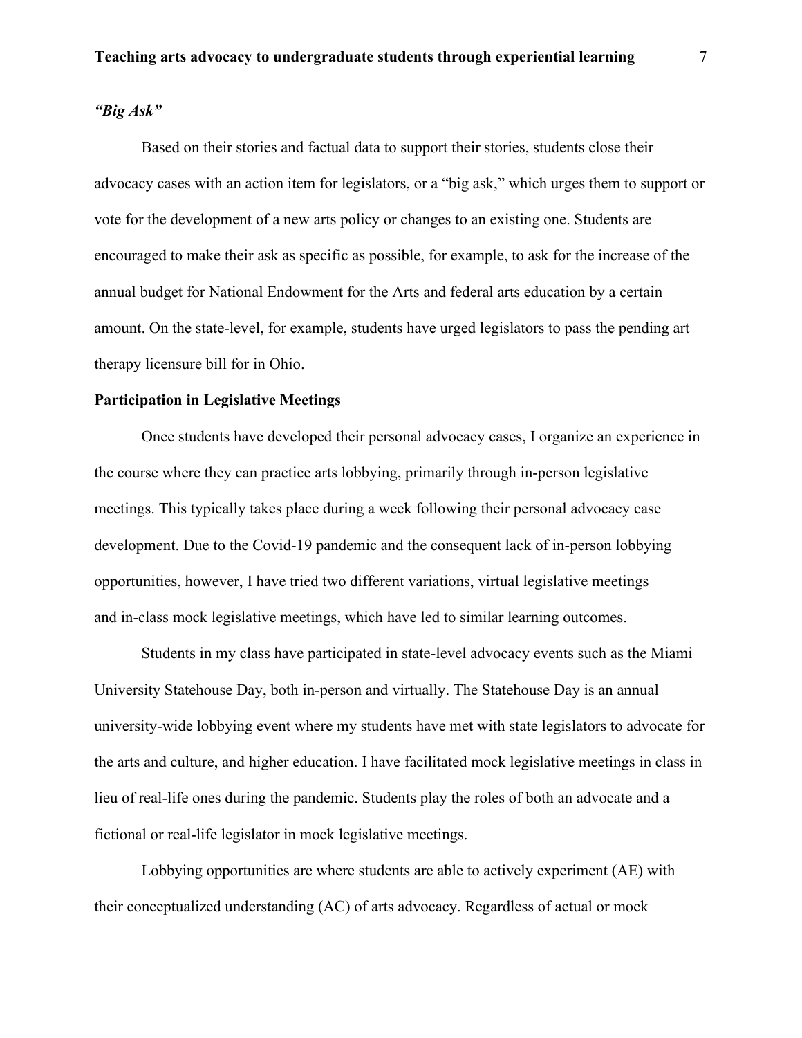### *"Big Ask"*

Based on their stories and factual data to support their stories, students close their advocacy cases with an action item for legislators, or a "big ask," which urges them to support or vote for the development of a new arts policy or changes to an existing one. Students are encouraged to make their ask as specific as possible, for example, to ask for the increase of the annual budget for National Endowment for the Arts and federal arts education by a certain amount. On the state-level, for example, students have urged legislators to pass the pending art therapy licensure bill for in Ohio.

## Participation in Legislative Meetings

Once students have developed their personal advocacy cases, I organize an experience in the course where they can practice arts lobbying, primarily through in-person legislative meetings. This typically takes place during a week following their personal advocacy case development. Due to the Covid-19 pandemic and the consequent lack of in-person lobbying opportunities, however, I have tried two different variations, virtual legislative meetings and in-class mock legislative meetings, which have led to similar learning outcomes.

Students in my class have participated in state-level advocacy events such as the Miami University Statehouse Day, both in-person and virtually. The Statehouse Day is an annual university-wide lobbying event where my students have met with state legislators to advocate for the arts and culture, and higher education. I have facilitated mock legislative meetings in class in lieu of real-life ones during the pandemic. Students play the roles of both an advocate and a fictional or real-life legislator in mock legislative meetings.

Lobbying opportunities are where students are able to actively experiment (AE) with their conceptualized understanding (AC) of arts advocacy. Regardless of actual or mock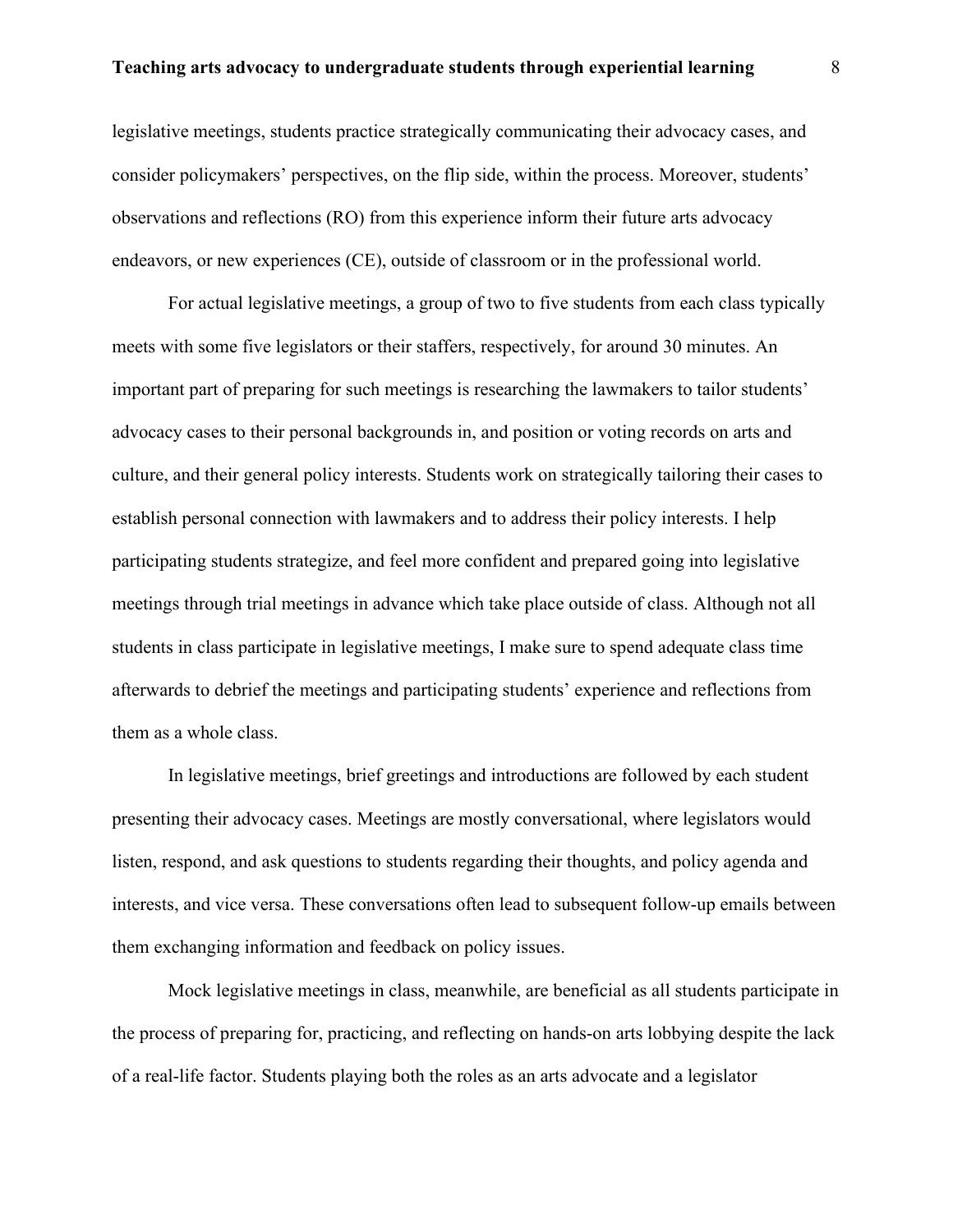legislative meetings, students practice strategically communicating their advocacy cases, and consider policymakers' perspectives, on the flip side, within the process. Moreover, students' observations and reflections (RO) from this experience inform their future arts advocacy endeavors, or new experiences (CE), outside of classroom or in the professional world.

For actual legislative meetings, a group of two to five students from each class typically meets with some five legislators or their staffers, respectively, for around 30 minutes. An important part of preparing for such meetings is researching the lawmakers to tailor students' advocacy cases to their personal backgrounds in, and position or voting records on arts and culture, and their general policy interests. Students work on strategically tailoring their cases to establish personal connection with lawmakers and to address their policy interests. I help participating students strategize, and feel more confident and prepared going into legislative meetings through trial meetings in advance which take place outside of class. Although not all students in class participate in legislative meetings, I make sure to spend adequate class time afterwards to debrief the meetings and participating students' experience and reflections from them as a whole class.

In legislative meetings, brief greetings and introductions are followed by each student presenting their advocacy cases. Meetings are mostly conversational, where legislators would listen, respond, and ask questions to students regarding their thoughts, and policy agenda and interests, and vice versa. These conversations often lead to subsequent follow-up emails between them exchanging information and feedback on policy issues.

Mock legislative meetings in class, meanwhile, are beneficial as all students participate in the process of preparing for, practicing, and reflecting on hands-on arts lobbying despite the lack of a real-life factor. Students playing both the roles as an arts advocate and a legislator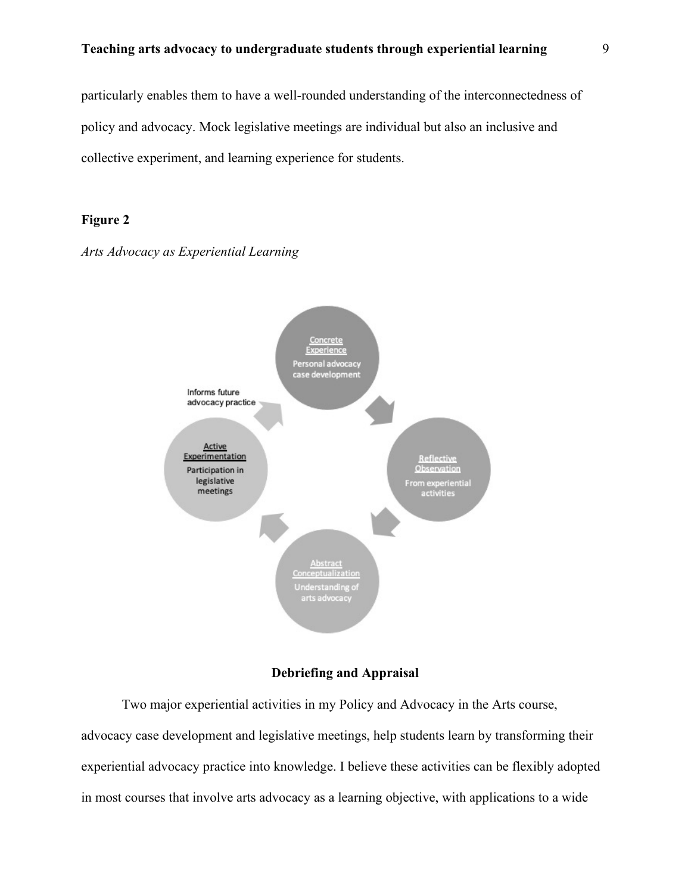particularly enables them to have a well-rounded understanding of the interconnectedness of policy and advocacy. Mock legislative meetings are individual but also an inclusive and collective experiment, and learning experience for students.

**Figure 2**

*Arts Advocacy as Experiential Learning*

Concrete Experience
Personal advocacy case development

Reflective Observation
From experiential activities

Abstract Conceptualization
Understanding of arts advocacy

Active Experimentation
Participation in legislative meetings

Informs future advocacy practice

### Debriefing and Appraisal

Two major experiential activities in my Policy and Advocacy in the Arts course, advocacy case development and legislative meetings, help students learn by transforming their experiential advocacy practice into knowledge. I believe these activities can be flexibly adopted in most courses that involve arts advocacy as a learning objective, with applications to a wide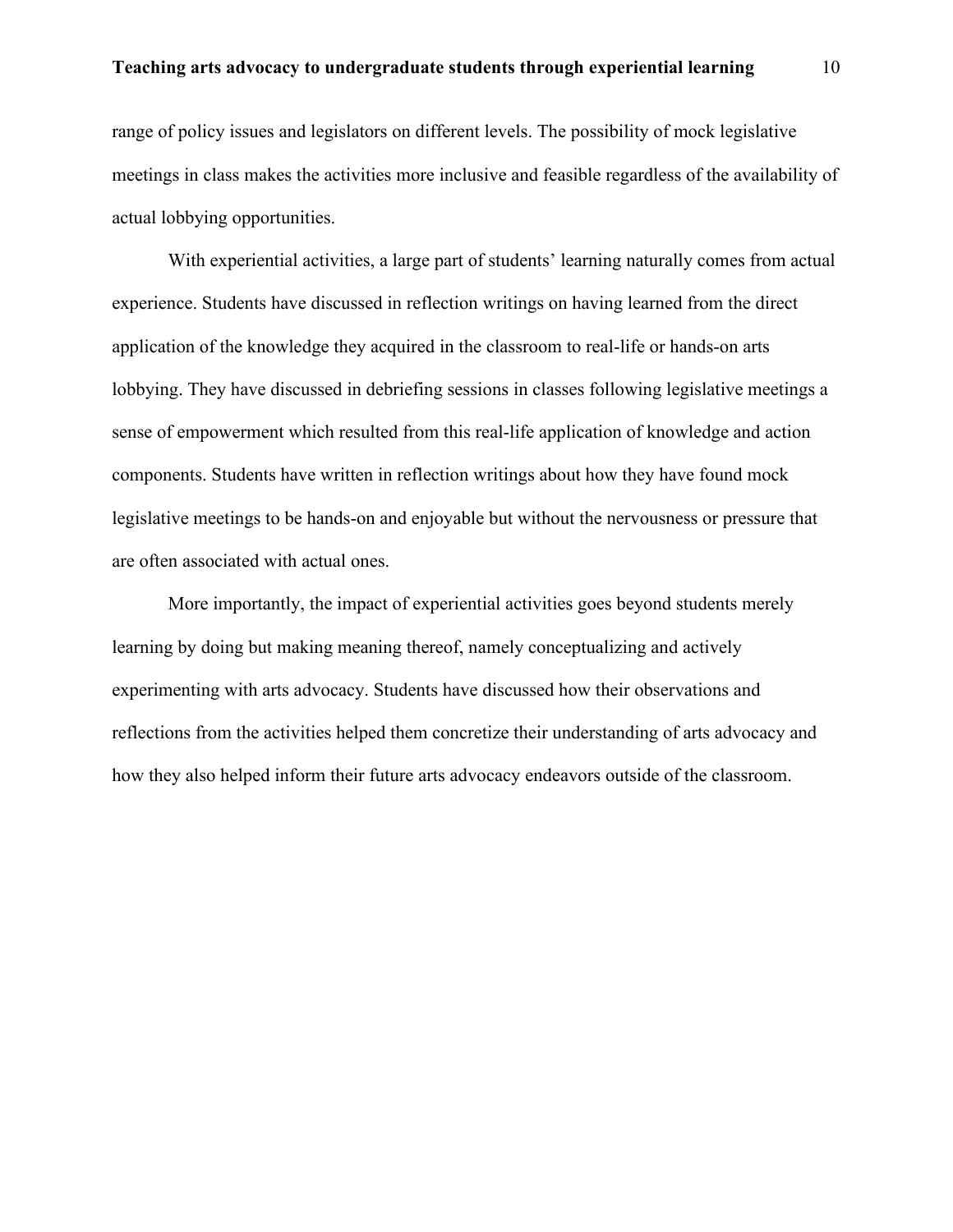range of policy issues and legislators on different levels. The possibility of mock legislative meetings in class makes the activities more inclusive and feasible regardless of the availability of actual lobbying opportunities.

With experiential activities, a large part of students' learning naturally comes from actual experience. Students have discussed in reflection writings on having learned from the direct application of the knowledge they acquired in the classroom to real-life or hands-on arts lobbying. They have discussed in debriefing sessions in classes following legislative meetings a sense of empowerment which resulted from this real-life application of knowledge and action components. Students have written in reflection writings about how they have found mock legislative meetings to be hands-on and enjoyable but without the nervousness or pressure that are often associated with actual ones.

More importantly, the impact of experiential activities goes beyond students merely learning by doing but making meaning thereof, namely conceptualizing and actively experimenting with arts advocacy. Students have discussed how their observations and reflections from the activities helped them concretize their understanding of arts advocacy and how they also helped inform their future arts advocacy endeavors outside of the classroom.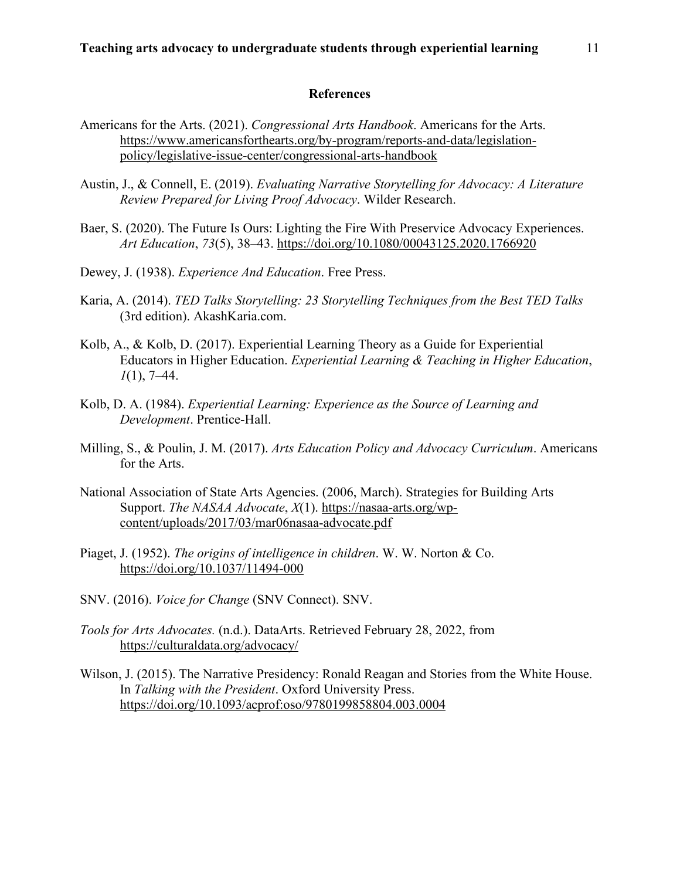## References

Americans for the Arts. (2021). *Congressional Arts Handbook*. Americans for the Arts. https://www.americansforthearts.org/by-program/reports-and-data/legislation-policy/legislative-issue-center/congressional-arts-handbook

Austin, J., & Connell, E. (2019). *Evaluating Narrative Storytelling for Advocacy: A Literature Review Prepared for Living Proof Advocacy*. Wilder Research.

Baer, S. (2020). The Future Is Ours: Lighting the Fire With Preservice Advocacy Experiences. *Art Education*, *73*(5), 38–43. https://doi.org/10.1080/00043125.2020.1766920

Dewey, J. (1938). *Experience And Education*. Free Press.

Karia, A. (2014). *TED Talks Storytelling: 23 Storytelling Techniques from the Best TED Talks* (3rd edition). AkashKaria.com.

Kolb, A., & Kolb, D. (2017). Experiential Learning Theory as a Guide for Experiential Educators in Higher Education. *Experiential Learning & Teaching in Higher Education*, *1*(1), 7–44.

Kolb, D. A. (1984). *Experiential Learning: Experience as the Source of Learning and Development*. Prentice-Hall.

Milling, S., & Poulin, J. M. (2017). *Arts Education Policy and Advocacy Curriculum*. Americans for the Arts.

National Association of State Arts Agencies. (2006, March). Strategies for Building Arts Support. *The NASAA Advocate*, *X*(1). https://nasaa-arts.org/wp-content/uploads/2017/03/mar06nasaa-advocate.pdf

Piaget, J. (1952). *The origins of intelligence in children*. W. W. Norton & Co. https://doi.org/10.1037/11494-000

SNV. (2016). *Voice for Change* (SNV Connect). SNV.

*Tools for Arts Advocates.* (n.d.). DataArts. Retrieved February 28, 2022, from https://culturaldata.org/advocacy/

Wilson, J. (2015). The Narrative Presidency: Ronald Reagan and Stories from the White House. In *Talking with the President*. Oxford University Press. https://doi.org/10.1093/acprof:oso/9780199858804.003.0004